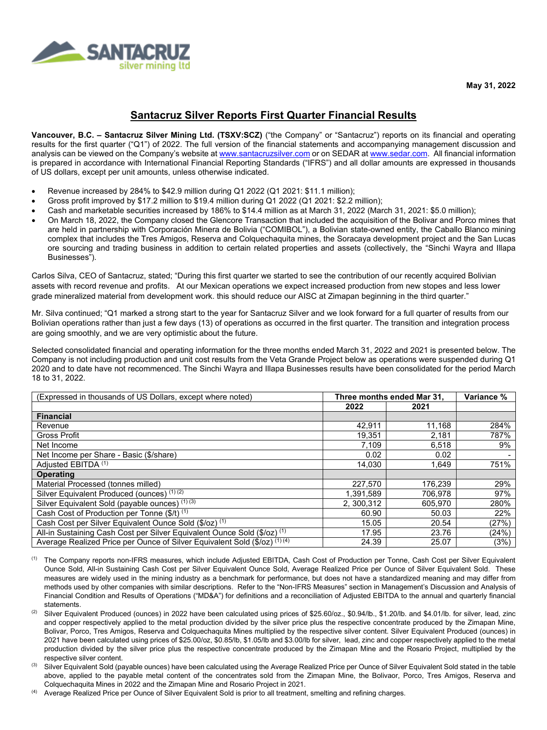May 31, 2022

# Santacruz Silver Reports First Quarter Financial Results

**Vancouver, B.C. – Santacruz Silver Mining Ltd. (TSXV:SCZ)** ("the Company" or "Santacruz") reports on its financial and operating results for the first quarter ("Q1") of 2022. The full version of the financial statements and accompanying management discussion and analysis can be viewed on the Company's website at www.santacruzsilver.com or on SEDAR at www.sedar.com. All financial information is prepared in accordance with International Financial Reporting Standards ("IFRS") and all dollar amounts are expressed in thousands of US dollars, except per unit amounts, unless otherwise indicated.

- Revenue increased by 284% to $42.9 million during Q1 2022 (Q1 2021: $11.1 million);
- Gross profit improved by $17.2 million to $19.4 million during Q1 2022 (Q1 2021: $2.2 million);
- Cash and marketable securities increased by 186% to $14.4 million as at March 31, 2022 (March 31, 2021: $5.0 million);
- On March 18, 2022, the Company closed the Glencore Transaction that included the acquisition of the Bolivar and Porco mines that are held in partnership with Corporación Minera de Bolivia ("COMIBOL"), a Bolivian state-owned entity, the Caballo Blanco mining complex that includes the Tres Amigos, Reserva and Colquechaquita mines, the Soracaya development project and the San Lucas ore sourcing and trading business in addition to certain related properties and assets (collectively, the "Sinchi Wayra and Illapa Businesses").

Carlos Silva, CEO of Santacruz, stated; "During this first quarter we started to see the contribution of our recently acquired Bolivian assets with record revenue and profits. At our Mexican operations we expect increased production from new stopes and less lower grade mineralized material from development work. this should reduce our AISC at Zimapan beginning in the third quarter."

Mr. Silva continued; "Q1 marked a strong start to the year for Santacruz Silver and we look forward for a full quarter of results from our Bolivian operations rather than just a few days (13) of operations as occurred in the first quarter. The transition and integration process are going smoothly, and we are very optimistic about the future.

Selected consolidated financial and operating information for the three months ended March 31, 2022 and 2021 is presented below. The Company is not including production and unit cost results from the Veta Grande Project below as operations were suspended during Q1 2020 and to date have not recommenced. The Sinchi Wayra and Illapa Businesses results have been consolidated for the period March 18 to 31, 2022.

| (Expressed in thousands of US Dollars, except where noted) | Three months ended Mar 31, | | Variance % |
|---|---|---|---|
| | 2022 | 2021 | |
| **Financial** | | | |
| Revenue | 42,911 | 11,168 | 284% |
| Gross Profit | 19,351 | 2,181 | 787% |
| Net Income | 7,109 | 6,518 | 9% |
| Net Income per Share - Basic ($/share) | 0.02 | 0.02 | - |
| Adjusted EBITDA [1] | 14,030 | 1,649 | 751% |
| **Operating** | | | |
| Material Processed (tonnes milled) | 227,570 | 176,239 | 29% |
| Silver Equivalent Produced (ounces) [1] [2] | 1,391,589 | 706,978 | 97% |
| Silver Equivalent Sold (payable ounces) [1] [3] | 2, 300,312 | 605,970 | 280% |
| Cash Cost of Production per Tonne ($/t) [1] | 60.90 | 50.03 | 22% |
| Cash Cost per Silver Equivalent Ounce Sold ($/oz) [1] | 15.05 | 20.54 | (27%) |
| All-in Sustaining Cash Cost per Silver Equivalent Ounce Sold ($/oz) [1] | 17.95 | 23.76 | (24%) |
| Average Realized Price per Ounce of Silver Equivalent Sold ($/oz) [1] [4] | 24.39 | 25.07 | (3%) |

[1] The Company reports non-IFRS measures, which include Adjusted EBITDA, Cash Cost of Production per Tonne, Cash Cost per Silver Equivalent Ounce Sold, All-in Sustaining Cash Cost per Silver Equivalent Ounce Sold, Average Realized Price per Ounce of Silver Equivalent Sold. These measures are widely used in the mining industry as a benchmark for performance, but does not have a standardized meaning and may differ from methods used by other companies with similar descriptions. Refer to the "Non-IFRS Measures" section in Management's Discussion and Analysis of Financial Condition and Results of Operations ("MD&A") for definitions and a reconciliation of Adjusted EBITDA to the annual and quarterly financial statements.

[2] Silver Equivalent Produced (ounces) in 2022 have been calculated using prices of $25.60/oz., $0.94/lb., $1.20/lb. and $4.01/lb. for silver, lead, zinc and copper respectively applied to the metal production divided by the silver price plus the respective concentrate produced by the Zimapan Mine, Bolivar, Porco, Tres Amigos, Reserva and Colquechaquita Mines multiplied by the respective silver content. Silver Equivalent Produced (ounces) in 2021 have been calculated using prices of $25.00/oz, $0.85/lb, $1.05/lb and $3.00/lb for silver, lead, zinc and copper respectively applied to the metal production divided by the silver price plus the respective concentrate produced by the Zimapan Mine and the Rosario Project, multiplied by the respective silver content.

[3] Silver Equivalent Sold (payable ounces) have been calculated using the Average Realized Price per Ounce of Silver Equivalent Sold stated in the table above, applied to the payable metal content of the concentrates sold from the Zimapan Mine, the Bolivaor, Porco, Tres Amigos, Reserva and Colquechaquita Mines in 2022 and the Zimapan Mine and Rosario Project in 2021.

[4] Average Realized Price per Ounce of Silver Equivalent Sold is prior to all treatment, smelting and refining charges.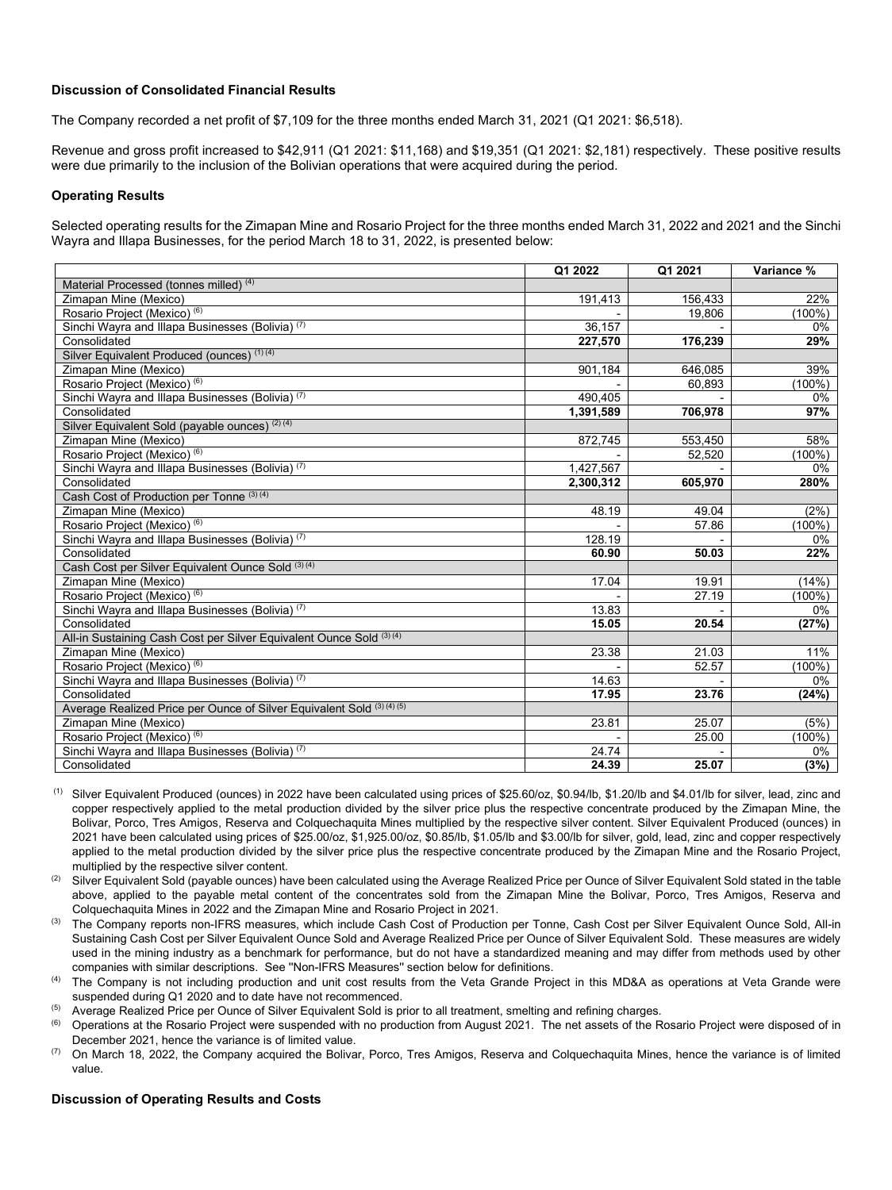**Discussion of Consolidated Financial Results**

The Company recorded a net profit of $7,109 for the three months ended March 31, 2021 (Q1 2021: $6,518).

Revenue and gross profit increased to $42,911 (Q1 2021: $11,168) and $19,351 (Q1 2021: $2,181) respectively. These positive results were due primarily to the inclusion of the Bolivian operations that were acquired during the period.

**Operating Results**

Selected operating results for the Zimapan Mine and Rosario Project for the three months ended March 31, 2022 and 2021 and the Sinchi Wayra and Illapa Businesses, for the period March 18 to 31, 2022, is presented below:

| | Q1 2022 | Q1 2021 | Variance % |
|---|---|---|---|
| Material Processed (tonnes milled) [4] | | | |
| Zimapan Mine (Mexico) | 191,413 | 156,433 | 22% |
| Rosario Project (Mexico) [6] | - | 19,806 | (100%) |
| Sinchi Wayra and Illapa Businesses (Bolivia) [7] | 36,157 | - | 0% |
| Consolidated | **227,570** | **176,239** | **29%** |
| Silver Equivalent Produced (ounces) [1] [4] | | | |
| Zimapan Mine (Mexico) | 901,184 | 646,085 | 39% |
| Rosario Project (Mexico) [6] | - | 60,893 | (100%) |
| Sinchi Wayra and Illapa Businesses (Bolivia) [7] | 490,405 | - | 0% |
| Consolidated | **1,391,589** | **706,978** | **97%** |
| Silver Equivalent Sold (payable ounces) [2] [4] | | | |
| Zimapan Mine (Mexico) | 872,745 | 553,450 | 58% |
| Rosario Project (Mexico) [6] | - | 52,520 | (100%) |
| Sinchi Wayra and Illapa Businesses (Bolivia) [7] | 1,427,567 | - | 0% |
| Consolidated | **2,300,312** | **605,970** | **280%** |
| Cash Cost of Production per Tonne [3] [4] | | | |
| Zimapan Mine (Mexico) | 48.19 | 49.04 | (2%) |
| Rosario Project (Mexico) [6] | - | 57.86 | (100%) |
| Sinchi Wayra and Illapa Businesses (Bolivia) [7] | 128.19 | - | 0% |
| Consolidated | **60.90** | **50.03** | **22%** |
| Cash Cost per Silver Equivalent Ounce Sold [3] [4] | | | |
| Zimapan Mine (Mexico) | 17.04 | 19.91 | (14%) |
| Rosario Project (Mexico) [6] | - | 27.19 | (100%) |
| Sinchi Wayra and Illapa Businesses (Bolivia) [7] | 13.83 | - | 0% |
| Consolidated | **15.05** | **20.54** | **(27%)** |
| All-in Sustaining Cash Cost per Silver Equivalent Ounce Sold [3] [4] | | | |
| Zimapan Mine (Mexico) | 23.38 | 21.03 | 11% |
| Rosario Project (Mexico) [6] | - | 52.57 | (100%) |
| Sinchi Wayra and Illapa Businesses (Bolivia) [7] | 14.63 | - | 0% |
| Consolidated | **17.95** | **23.76** | **(24%)** |
| Average Realized Price per Ounce of Silver Equivalent Sold [3] [4] [5] | | | |
| Zimapan Mine (Mexico) | 23.81 | 25.07 | (5%) |
| Rosario Project (Mexico) [6] | - | 25.00 | (100%) |
| Sinchi Wayra and Illapa Businesses (Bolivia) [7] | 24.74 | - | 0% |
| Consolidated | **24.39** | **25.07** | **(3%)** |

(1) Silver Equivalent Produced (ounces) in 2022 have been calculated using prices of $25.60/oz, $0.94/lb, $1.20/lb and $4.01/lb for silver, lead, zinc and copper respectively applied to the metal production divided by the silver price plus the respective concentrate produced by the Zimapan Mine, the Bolivar, Porco, Tres Amigos, Reserva and Colquechaquita Mines multiplied by the respective silver content. Silver Equivalent Produced (ounces) in 2021 have been calculated using prices of $25.00/oz, $1,925.00/oz, $0.85/lb, $1.05/lb and $3.00/lb for silver, gold, lead, zinc and copper respectively applied to the metal production divided by the silver price plus the respective concentrate produced by the Zimapan Mine and the Rosario Project, multiplied by the respective silver content.

(2) Silver Equivalent Sold (payable ounces) have been calculated using the Average Realized Price per Ounce of Silver Equivalent Sold stated in the table above, applied to the payable metal content of the concentrates sold from the Zimapan Mine the Bolivar, Porco, Tres Amigos, Reserva and Colquechaquita Mines in 2022 and the Zimapan Mine and Rosario Project in 2021.

(3) The Company reports non-IFRS measures, which include Cash Cost of Production per Tonne, Cash Cost per Silver Equivalent Ounce Sold, All-in Sustaining Cash Cost per Silver Equivalent Ounce Sold and Average Realized Price per Ounce of Silver Equivalent Sold. These measures are widely used in the mining industry as a benchmark for performance, but do not have a standardized meaning and may differ from methods used by other companies with similar descriptions. See "Non-IFRS Measures" section below for definitions.

(4) The Company is not including production and unit cost results from the Veta Grande Project in this MD&A as operations at Veta Grande were suspended during Q1 2020 and to date have not recommenced.

(5) Average Realized Price per Ounce of Silver Equivalent Sold is prior to all treatment, smelting and refining charges.

(6) Operations at the Rosario Project were suspended with no production from August 2021. The net assets of the Rosario Project were disposed of in December 2021, hence the variance is of limited value.

(7) On March 18, 2022, the Company acquired the Bolivar, Porco, Tres Amigos, Reserva and Colquechaquita Mines, hence the variance is of limited value.

**Discussion of Operating Results and Costs**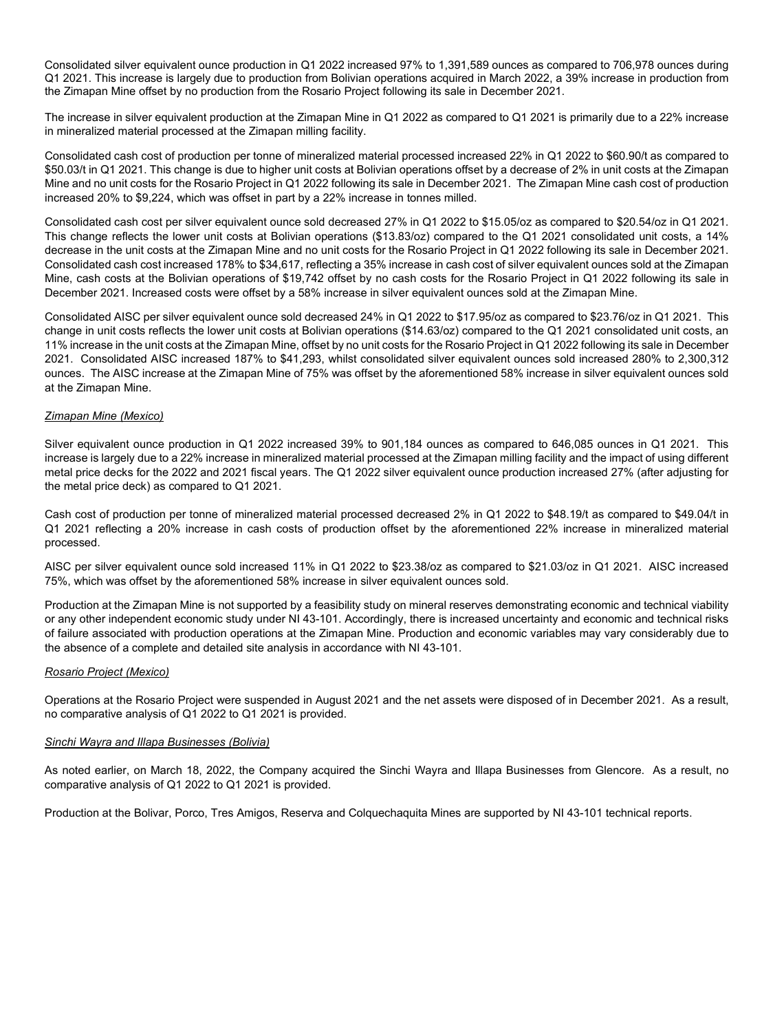Consolidated silver equivalent ounce production in Q1 2022 increased 97% to 1,391,589 ounces as compared to 706,978 ounces during Q1 2021. This increase is largely due to production from Bolivian operations acquired in March 2022, a 39% increase in production from the Zimapan Mine offset by no production from the Rosario Project following its sale in December 2021.

The increase in silver equivalent production at the Zimapan Mine in Q1 2022 as compared to Q1 2021 is primarily due to a 22% increase in mineralized material processed at the Zimapan milling facility.

Consolidated cash cost of production per tonne of mineralized material processed increased 22% in Q1 2022 to $60.90/t as compared to $50.03/t in Q1 2021. This change is due to higher unit costs at Bolivian operations offset by a decrease of 2% in unit costs at the Zimapan Mine and no unit costs for the Rosario Project in Q1 2022 following its sale in December 2021. The Zimapan Mine cash cost of production increased 20% to $9,224, which was offset in part by a 22% increase in tonnes milled.

Consolidated cash cost per silver equivalent ounce sold decreased 27% in Q1 2022 to $15.05/oz as compared to $20.54/oz in Q1 2021. This change reflects the lower unit costs at Bolivian operations ($13.83/oz) compared to the Q1 2021 consolidated unit costs, an 14% decrease in the unit costs at the Zimapan Mine and no unit costs for the Rosario Project in Q1 2022 following its sale in December 2021. Consolidated cash cost increased 178% to $34,617, reflecting a 35% increase in cash cost of silver equivalent ounces sold at the Zimapan Mine, cash costs at the Bolivian operations of $19,742 offset by no cash costs for the Rosario Project in Q1 2022 following its sale in December 2021. Increased costs were offset by a 58% increase in silver equivalent ounces sold at the Zimapan Mine.

Consolidated AISC per silver equivalent ounce sold decreased 24% in Q1 2022 to $17.95/oz as compared to $23.76/oz in Q1 2021. This change in unit costs reflects the lower unit costs at Bolivian operations ($14.63/oz) compared to the Q1 2021 consolidated unit costs, an 11% increase in the unit costs at the Zimapan Mine, offset by no unit costs for the Rosario Project in Q1 2022 following its sale in December 2021. Consolidated AISC increased 187% to $41,293, whilst consolidated silver equivalent ounces sold increased 280% to 2,300,312 ounces. The AISC increase at the Zimapan Mine of 75% was offset by the aforementioned 58% increase in silver equivalent ounces sold at the Zimapan Mine.

*Zimapan Mine (Mexico)*

Silver equivalent ounce production in Q1 2022 increased 39% to 901,184 ounces as compared to 646,085 ounces in Q1 2021. This increase is largely due to a 22% increase in mineralized material processed at the Zimapan milling facility and the impact of using different metal price decks for the 2022 and 2021 fiscal years. The Q1 2022 silver equivalent ounce production increased 27% (after adjusting for the metal price deck) as compared to Q1 2021.

Cash cost of production per tonne of mineralized material processed decreased 2% in Q1 2022 to $48.19/t as compared to $49.04/t in Q1 2021 reflecting a 20% increase in cash costs of production offset by the aforementioned 22% increase in mineralized material processed.

AISC per silver equivalent ounce sold increased 11% in Q1 2022 to $23.38/oz as compared to $21.03/oz in Q1 2021. AISC increased 75%, which was offset by the aforementioned 58% increase in silver equivalent ounces sold.

Production at the Zimapan Mine is not supported by a feasibility study on mineral reserves demonstrating economic and technical viability or any other independent economic study under NI 43-101. Accordingly, there is increased uncertainty and economic and technical risks of failure associated with production operations at the Zimapan Mine. Production and economic variables may vary considerably due to the absence of a complete and detailed site analysis in accordance with NI 43-101.

*Rosario Project (Mexico)*

Operations at the Rosario Project were suspended in August 2021 and the net assets were disposed of in December 2021. As a result, no comparative analysis of Q1 2022 to Q1 2021 is provided.

*Sinchi Wayra and Illapa Businesses (Bolivia)*

As noted earlier, on March 18, 2022, the Company acquired the Sinchi Wayra and Illapa Businesses from Glencore. As a result, no comparative analysis of Q1 2022 to Q1 2021 is provided.

Production at the Bolivar, Porco, Tres Amigos, Reserva and Colquechaquita Mines are supported by NI 43-101 technical reports.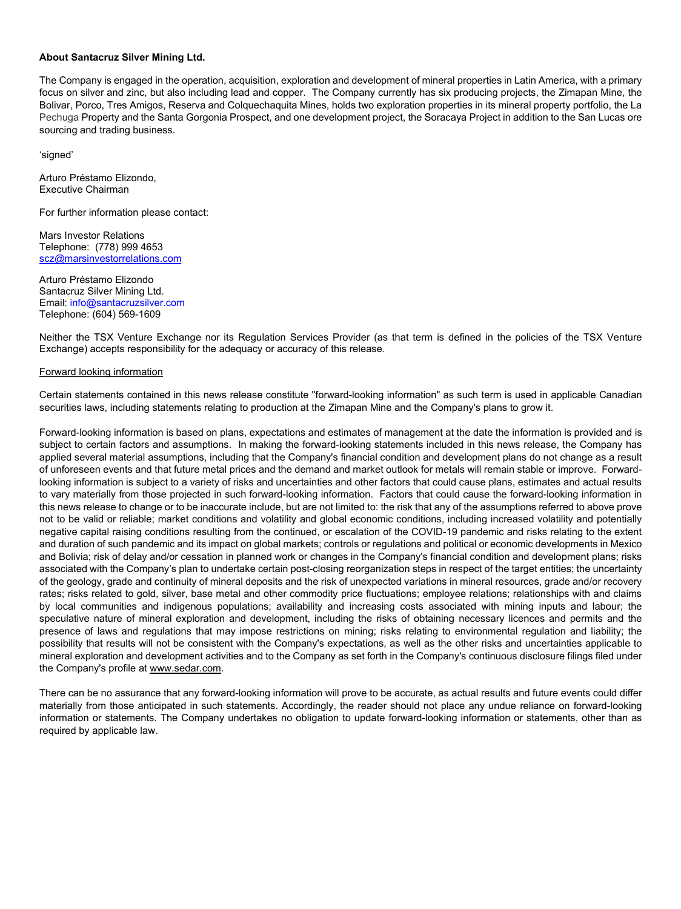**About Santacruz Silver Mining Ltd.**

The Company is engaged in the operation, acquisition, exploration and development of mineral properties in Latin America, with a primary focus on silver and zinc, but also including lead and copper. The Company currently has six producing projects, the Zimapan Mine, the Bolivar, Porco, Tres Amigos, Reserva and Colquechaquita Mines, holds two exploration properties in its mineral property portfolio, the La Pechuga Property and the Santa Gorgonia Prospect, and one development project, the Soracaya Project in addition to the San Lucas ore sourcing and trading business.

'signed'

Arturo Préstamo Elizondo,
Executive Chairman

For further information please contact:

Mars Investor Relations
Telephone: (778) 999 4653
scz@marsinvestorrelations.com

Arturo Préstamo Elizondo
Santacruz Silver Mining Ltd.
Email: info@santacruzsilver.com
Telephone: (604) 569-1609

Neither the TSX Venture Exchange nor its Regulation Services Provider (as that term is defined in the policies of the TSX Venture Exchange) accepts responsibility for the adequacy or accuracy of this release.

Forward looking information

Certain statements contained in this news release constitute "forward-looking information" as such term is used in applicable Canadian securities laws, including statements relating to production at the Zimapan Mine and the Company's plans to grow it.

Forward-looking information is based on plans, expectations and estimates of management at the date the information is provided and is subject to certain factors and assumptions. In making the forward-looking statements included in this news release, the Company has applied several material assumptions, including that the Company's financial condition and development plans do not change as a result of unforeseen events and that future metal prices and the demand and market outlook for metals will remain stable or improve. Forward-looking information is subject to a variety of risks and uncertainties and other factors that could cause plans, estimates and actual results to vary materially from those projected in such forward-looking information. Factors that could cause the forward-looking information in this news release to change or to be inaccurate include, but are not limited to: the risk that any of the assumptions referred to above prove not to be valid or reliable; market conditions and volatility and global economic conditions, including increased volatility and potentially negative capital raising conditions resulting from the continued, or escalation of the COVID-19 pandemic and risks relating to the extent and duration of such pandemic and its impact on global markets; controls or regulations and political or economic developments in Mexico and Bolivia; risk of delay and/or cessation in planned work or changes in the Company's financial condition and development plans; risks associated with the Company's plan to undertake certain post-closing reorganization steps in respect of the target entities; the uncertainty of the geology, grade and continuity of mineral deposits and the risk of unexpected variations in mineral resources, grade and/or recovery rates; risks related to gold, silver, base metal and other commodity price fluctuations; employee relations; relationships with and claims by local communities and indigenous populations; availability and increasing costs associated with mining inputs and labour; the speculative nature of mineral exploration and development, including the risks of obtaining necessary licences and permits and the presence of laws and regulations that may impose restrictions on mining; risks relating to environmental regulation and liability; the possibility that results will not be consistent with the Company's expectations, as well as the other risks and uncertainties applicable to mineral exploration and development activities and to the Company as set forth in the Company's continuous disclosure filings filed under the Company's profile at www.sedar.com.

There can be no assurance that any forward-looking information will prove to be accurate, as actual results and future events could differ materially from those anticipated in such statements. Accordingly, the reader should not place any undue reliance on forward-looking information or statements. The Company undertakes no obligation to update forward-looking information or statements, other than as required by applicable law.